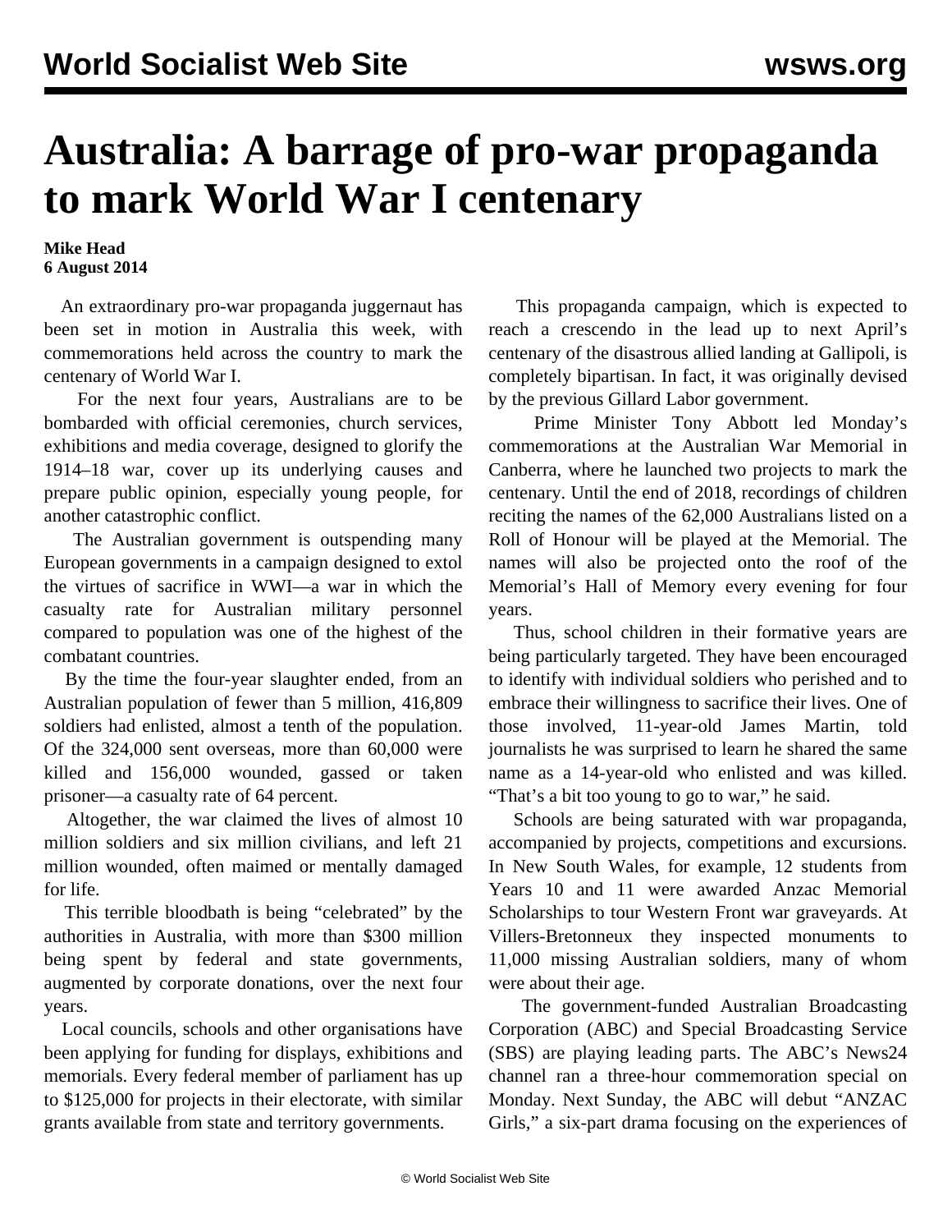# Australia: A barrage of pro-war propaganda to mark World War I centenary

**Mike Head**
**6 August 2014**

An extraordinary pro-war propaganda juggernaut has been set in motion in Australia this week, with commemorations held across the country to mark the centenary of World War I.

For the next four years, Australians are to be bombarded with official ceremonies, church services, exhibitions and media coverage, designed to glorify the 1914–18 war, cover up its underlying causes and prepare public opinion, especially young people, for another catastrophic conflict.

The Australian government is outspending many European governments in a campaign designed to extol the virtues of sacrifice in WWI—a war in which the casualty rate for Australian military personnel compared to population was one of the highest of the combatant countries.

By the time the four-year slaughter ended, from an Australian population of fewer than 5 million, 416,809 soldiers had enlisted, almost a tenth of the population. Of the 324,000 sent overseas, more than 60,000 were killed and 156,000 wounded, gassed or taken prisoner—a casualty rate of 64 percent.

Altogether, the war claimed the lives of almost 10 million soldiers and six million civilians, and left 21 million wounded, often maimed or mentally damaged for life.

This terrible bloodbath is being "celebrated" by the authorities in Australia, with more than $300 million being spent by federal and state governments, augmented by corporate donations, over the next four years.

Local councils, schools and other organisations have been applying for funding for displays, exhibitions and memorials. Every federal member of parliament has up to $125,000 for projects in their electorate, with similar grants available from state and territory governments.

This propaganda campaign, which is expected to reach a crescendo in the lead up to next April's centenary of the disastrous allied landing at Gallipoli, is completely bipartisan. In fact, it was originally devised by the previous Gillard Labor government.

Prime Minister Tony Abbott led Monday's commemorations at the Australian War Memorial in Canberra, where he launched two projects to mark the centenary. Until the end of 2018, recordings of children reciting the names of the 62,000 Australians listed on a Roll of Honour will be played at the Memorial. The names will also be projected onto the roof of the Memorial's Hall of Memory every evening for four years.

Thus, school children in their formative years are being particularly targeted. They have been encouraged to identify with individual soldiers who perished and to embrace their willingness to sacrifice their lives. One of those involved, 11-year-old James Martin, told journalists he was surprised to learn he shared the same name as a 14-year-old who enlisted and was killed. "That's a bit too young to go to war," he said.

Schools are being saturated with war propaganda, accompanied by projects, competitions and excursions. In New South Wales, for example, 12 students from Years 10 and 11 were awarded Anzac Memorial Scholarships to tour Western Front war graveyards. At Villers-Bretonneux they inspected monuments to 11,000 missing Australian soldiers, many of whom were about their age.

The government-funded Australian Broadcasting Corporation (ABC) and Special Broadcasting Service (SBS) are playing leading parts. The ABC's News24 channel ran a three-hour commemoration special on Monday. Next Sunday, the ABC will debut "ANZAC Girls," a six-part drama focusing on the experiences of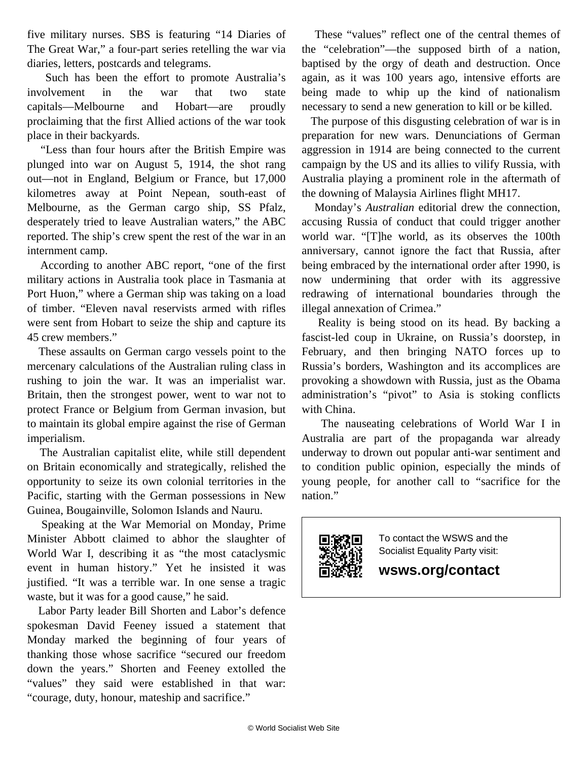five military nurses. SBS is featuring "14 Diaries of The Great War," a four-part series retelling the war via diaries, letters, postcards and telegrams.

Such has been the effort to promote Australia's involvement in the war that two state capitals—Melbourne and Hobart—are proudly proclaiming that the first Allied actions of the war took place in their backyards.

"Less than four hours after the British Empire was plunged into war on August 5, 1914, the shot rang out—not in England, Belgium or France, but 17,000 kilometres away at Point Nepean, south-east of Melbourne, as the German cargo ship, SS Pfalz, desperately tried to leave Australian waters," the ABC reported. The ship's crew spent the rest of the war in an internment camp.

According to another ABC report, "one of the first military actions in Australia took place in Tasmania at Port Huon," where a German ship was taking on a load of timber. "Eleven naval reservists armed with rifles were sent from Hobart to seize the ship and capture its 45 crew members."

These assaults on German cargo vessels point to the mercenary calculations of the Australian ruling class in rushing to join the war. It was an imperialist war. Britain, then the strongest power, went to war not to protect France or Belgium from German invasion, but to maintain its global empire against the rise of German imperialism.

The Australian capitalist elite, while still dependent on Britain economically and strategically, relished the opportunity to seize its own colonial territories in the Pacific, starting with the German possessions in New Guinea, Bougainville, Solomon Islands and Nauru.

Speaking at the War Memorial on Monday, Prime Minister Abbott claimed to abhor the slaughter of World War I, describing it as "the most cataclysmic event in human history." Yet he insisted it was justified. "It was a terrible war. In one sense a tragic waste, but it was for a good cause," he said.

Labor Party leader Bill Shorten and Labor's defence spokesman David Feeney issued a statement that Monday marked the beginning of four years of thanking those whose sacrifice "secured our freedom down the years." Shorten and Feeney extolled the "values" they said were established in that war: "courage, duty, honour, mateship and sacrifice."

These "values" reflect one of the central themes of the "celebration"—the supposed birth of a nation, baptised by the orgy of death and destruction. Once again, as it was 100 years ago, intensive efforts are being made to whip up the kind of nationalism necessary to send a new generation to kill or be killed.

The purpose of this disgusting celebration of war is in preparation for new wars. Denunciations of German aggression in 1914 are being connected to the current campaign by the US and its allies to vilify Russia, with Australia playing a prominent role in the aftermath of the downing of Malaysia Airlines flight MH17.

Monday's *Australian* editorial drew the connection, accusing Russia of conduct that could trigger another world war. "[T]he world, as its observes the 100th anniversary, cannot ignore the fact that Russia, after being embraced by the international order after 1990, is now undermining that order with its aggressive redrawing of international boundaries through the illegal annexation of Crimea."

Reality is being stood on its head. By backing a fascist-led coup in Ukraine, on Russia's doorstep, in February, and then bringing NATO forces up to Russia's borders, Washington and its accomplices are provoking a showdown with Russia, just as the Obama administration's "pivot" to Asia is stoking conflicts with China.

The nauseating celebrations of World War I in Australia are part of the propaganda war already underway to drown out popular anti-war sentiment and to condition public opinion, especially the minds of young people, for another call to "sacrifice for the nation."

To contact the WSWS and the Socialist Equality Party visit:

**wsws.org/contact**